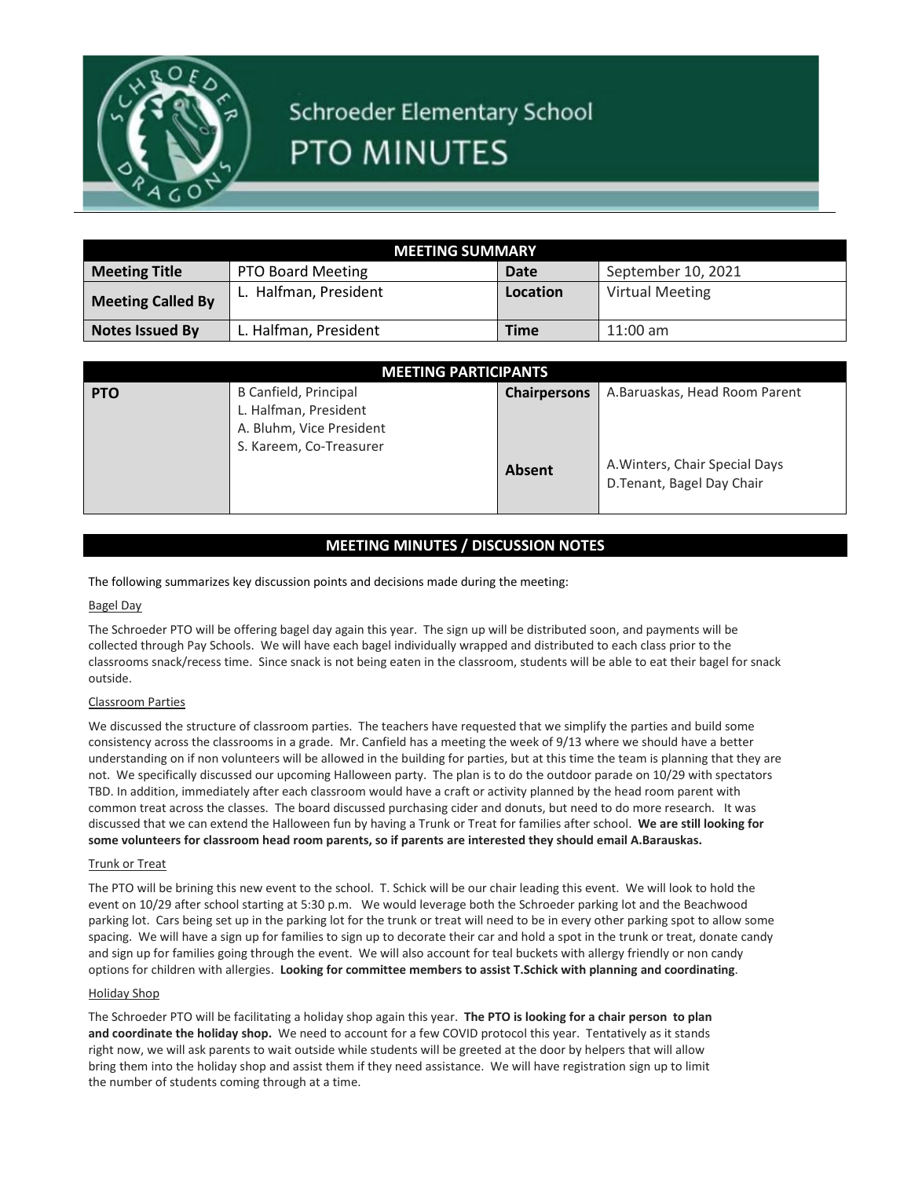# Schroeder Elementary School PTO MINUTES

| MEETING SUMMARY | | | |
|---|---|---|---|
| **Meeting Title** | PTO Board Meeting | **Date** | September 10, 2021 |
| **Meeting Called By** | L. Halfman, President | **Location** | Virtual Meeting |
| **Notes Issued By** | L. Halfman, President | **Time** | 11:00 am |

| MEETING PARTICIPANTS | | | |
|---|---|---|---|
| **PTO** | B Canfield, Principal<br>L. Halfman, President<br>A. Bluhm, Vice President<br>S. Kareem, Co-Treasurer | **Chairpersons** | A.Baruaskas, Head Room Parent |
| | | **Absent** | A.Winters, Chair Special Days<br>D.Tenant, Bagel Day Chair |

## MEETING MINUTES / DISCUSSION NOTES

The following summarizes key discussion points and decisions made during the meeting:

### Bagel Day

The Schroeder PTO will be offering bagel day again this year. The sign up will be distributed soon, and payments will be collected through Pay Schools. We will have each bagel individually wrapped and distributed to each class prior to the classrooms snack/recess time. Since snack is not being eaten in the classroom, students will be able to eat their bagel for snack outside.

### Classroom Parties

We discussed the structure of classroom parties. The teachers have requested that we simplify the parties and build some consistency across the classrooms in a grade. Mr. Canfield has a meeting the week of 9/13 where we should have a better understanding on if non volunteers will be allowed in the building for parties, but at this time the team is planning that they are not. We specifically discussed our upcoming Halloween party. The plan is to do the outdoor parade on 10/29 with spectators TBD. In addition, immediately after each classroom would have a craft or activity planned by the head room parent with common treat across the classes. The board discussed purchasing cider and donuts, but need to do more research. It was discussed that we can extend the Halloween fun by having a Trunk or Treat for families after school. **We are still looking for some volunteers for classroom head room parents, so if parents are interested they should email A.Barauskas.**

### Trunk or Treat

The PTO will be brining this new event to the school. T. Schick will be our chair leading this event. We will look to hold the event on 10/29 after school starting at 5:30 p.m. We would leverage both the Schroeder parking lot and the Beachwood parking lot. Cars being set up in the parking lot for the trunk or treat will need to be in every other parking spot to allow some spacing. We will have a sign up for families to sign up to decorate their car and hold a spot in the trunk or treat, donate candy and sign up for families going through the event. We will also account for teal buckets with allergy friendly or non candy options for children with allergies. **Looking for committee members to assist T.Schick with planning and coordinating**.

### Holiday Shop

The Schroeder PTO will be facilitating a holiday shop again this year. **The PTO is looking for a chair person to plan and coordinate the holiday shop.** We need to account for a few COVID protocol this year. Tentatively as it stands right now, we will ask parents to wait outside while students will be greeted at the door by helpers that will allow bring them into the holiday shop and assist them if they need assistance. We will have registration sign up to limit the number of students coming through at a time.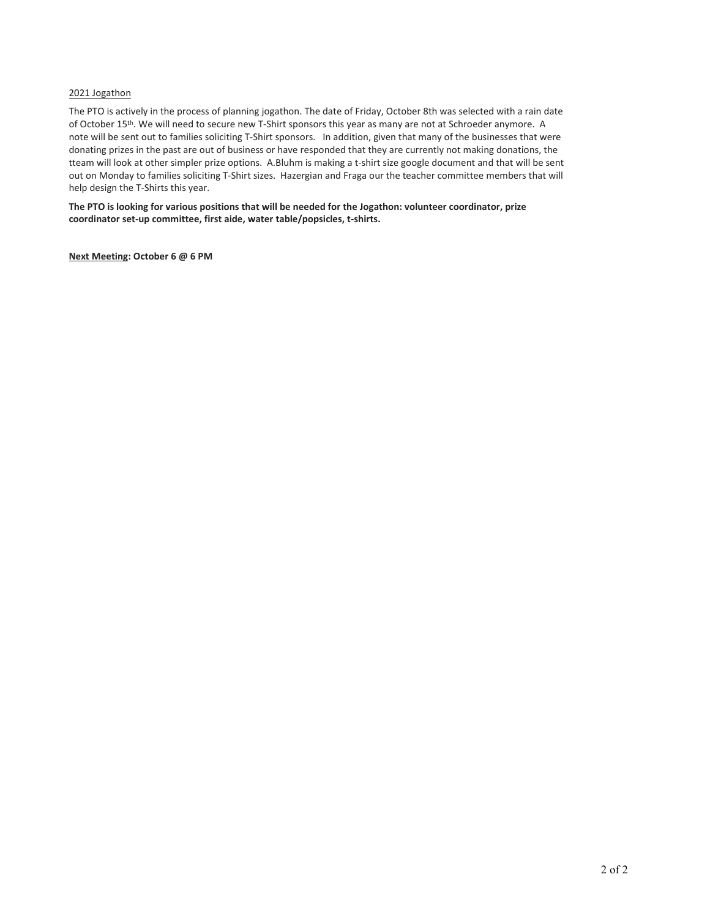<u>2021 Jogathon</u>

The PTO is actively in the process of planning jogathon. The date of Friday, October 8th was selected with a rain date of October 15th. We will need to secure new T-Shirt sponsors this year as many are not at Schroeder anymore. A note will be sent out to families soliciting T-Shirt sponsors. In addition, given that many of the businesses that were donating prizes in the past are out of business or have responded that they are currently not making donations, the tteam will look at other simpler prize options. A.Bluhm is making a t-shirt size google document and that will be sent out on Monday to families soliciting T-Shirt sizes. Hazergian and Fraga our the teacher committee members that will help design the T-Shirts this year.

**The PTO is looking for various positions that will be needed for the Jogathon: volunteer coordinator, prize coordinator set-up committee, first aide, water table/popsicles, t-shirts.**

**<u>Next Meeting</u>: October 6 @ 6 PM**